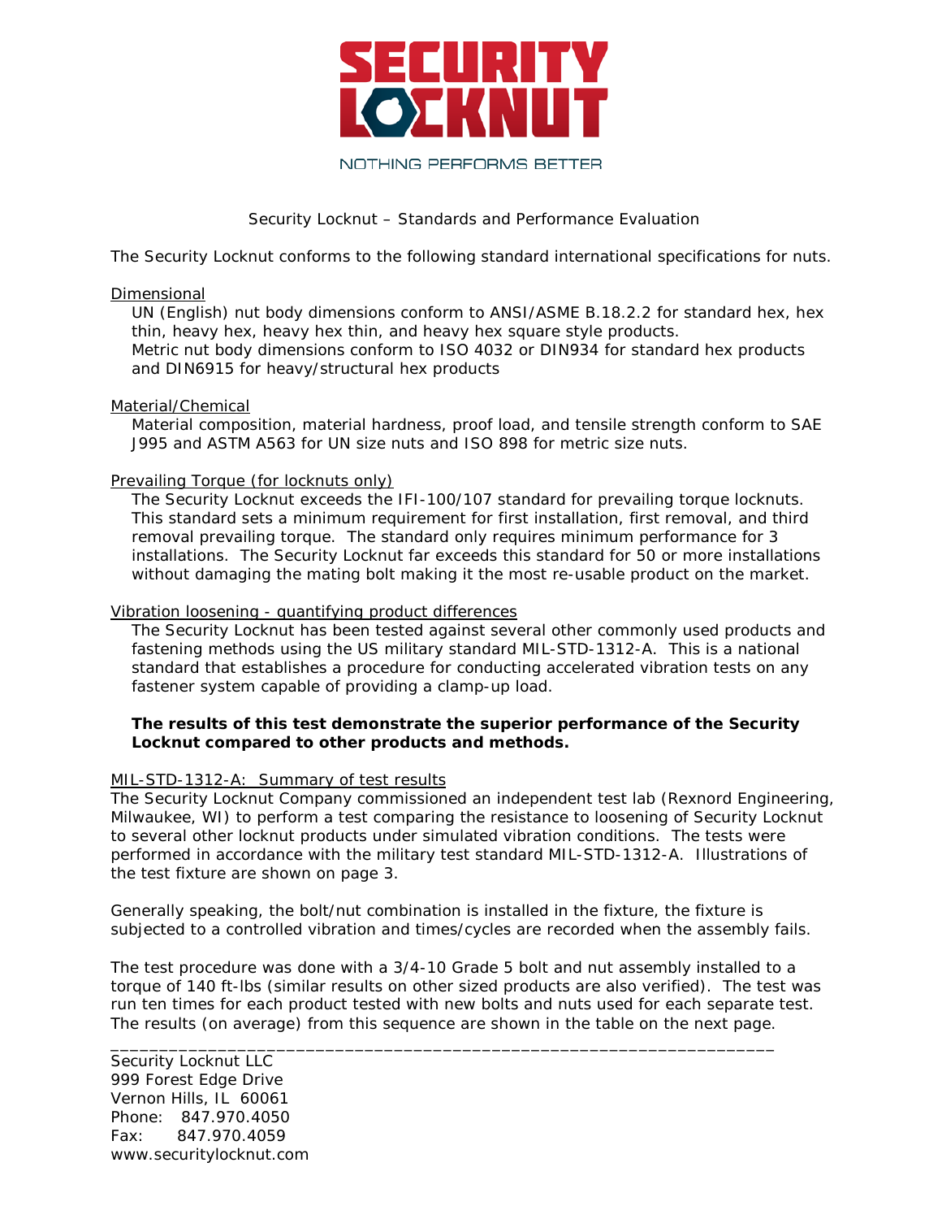# SECURITY LOCKNUT

NOTHING PERFORMS BETTER

## Security Locknut – Standards and Performance Evaluation

The Security Locknut conforms to the following standard international specifications for nuts.

### Dimensional

UN (English) nut body dimensions conform to ANSI/ASME B.18.2.2 for standard hex, hex thin, heavy hex, heavy hex thin, and heavy hex square style products.
Metric nut body dimensions conform to ISO 4032 or DIN934 for standard hex products and DIN6915 for heavy/structural hex products

### Material/Chemical

Material composition, material hardness, proof load, and tensile strength conform to SAE J995 and ASTM A563 for UN size nuts and ISO 898 for metric size nuts.

### Prevailing Torque (for locknuts only)

The Security Locknut exceeds the IFI-100/107 standard for prevailing torque locknuts. This standard sets a minimum requirement for first installation, first removal, and third removal prevailing torque. The standard only requires minimum performance for 3 installations. The Security Locknut far exceeds this standard for 50 or more installations without damaging the mating bolt making it the most re-usable product on the market.

### Vibration loosening - quantifying product differences

The Security Locknut has been tested against several other commonly used products and fastening methods using the US military standard MIL-STD-1312-A. This is a national standard that establishes a procedure for conducting accelerated vibration tests on any fastener system capable of providing a clamp-up load.

**The results of this test demonstrate the superior performance of the Security Locknut compared to other products and methods.**

### MIL-STD-1312-A: Summary of test results

The Security Locknut Company commissioned an independent test lab (Rexnord Engineering, Milwaukee, WI) to perform a test comparing the resistance to loosening of Security Locknut to several other locknut products under simulated vibration conditions. The tests were performed in accordance with the military test standard MIL-STD-1312-A. Illustrations of the test fixture are shown on page 3.

Generally speaking, the bolt/nut combination is installed in the fixture, the fixture is subjected to a controlled vibration and times/cycles are recorded when the assembly fails.

The test procedure was done with a 3/4-10 Grade 5 bolt and nut assembly installed to a torque of 140 ft-lbs (similar results on other sized products are also verified). The test was run ten times for each product tested with new bolts and nuts used for each separate test. The results (on average) from this sequence are shown in the table on the next page.

---

Security Locknut LLC
999 Forest Edge Drive
Vernon Hills, IL 60061
Phone: 847.970.4050
Fax: 847.970.4059
www.securitylocknut.com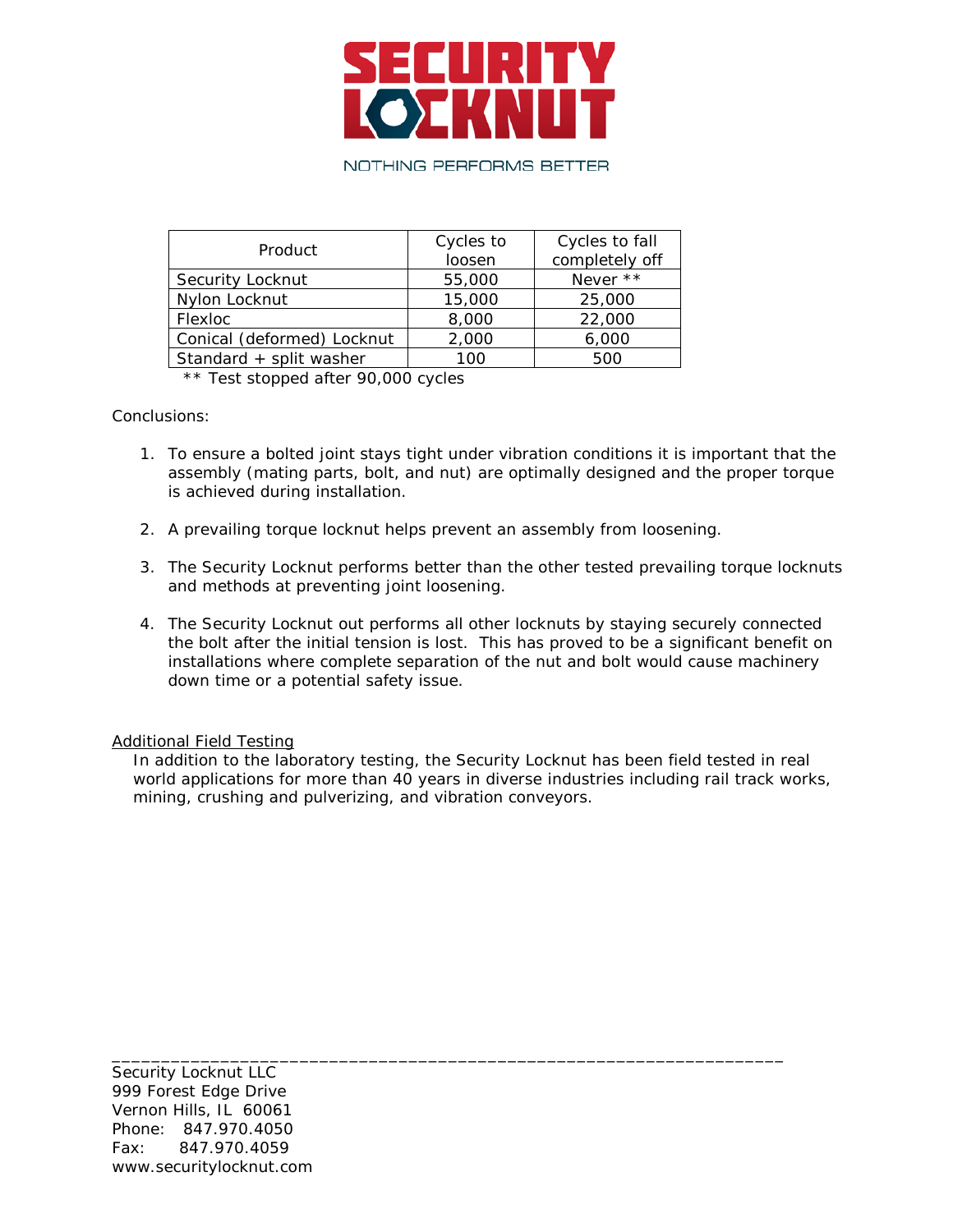# SECURITY LOCKNUT

NOTHING PERFORMS BETTER

| Product | Cycles to loosen | Cycles to fall completely off |
|---|---|---|
| Security Locknut | 55,000 | Never ** |
| Nylon Locknut | 15,000 | 25,000 |
| Flexloc | 8,000 | 22,000 |
| Conical (deformed) Locknut | 2,000 | 6,000 |
| Standard + split washer | 100 | 500 |

** Test stopped after 90,000 cycles

Conclusions:

1. To ensure a bolted joint stays tight under vibration conditions it is important that the assembly (mating parts, bolt, and nut) are optimally designed and the proper torque is achieved during installation.

2. A prevailing torque locknut helps prevent an assembly from loosening.

3. The Security Locknut performs better than the other tested prevailing torque locknuts and methods at preventing joint loosening.

4. The Security Locknut out performs all other locknuts by staying securely connected the bolt after the initial tension is lost. This has proved to be a significant benefit on installations where complete separation of the nut and bolt would cause machinery down time or a potential safety issue.

<u>Additional Field Testing</u>

In addition to the laboratory testing, the Security Locknut has been field tested in real world applications for more than 40 years in diverse industries including rail track works, mining, crushing and pulverizing, and vibration conveyors.

Security Locknut LLC
999 Forest Edge Drive
Vernon Hills, IL 60061
Phone: 847.970.4050
Fax: 847.970.4059
www.securitylocknut.com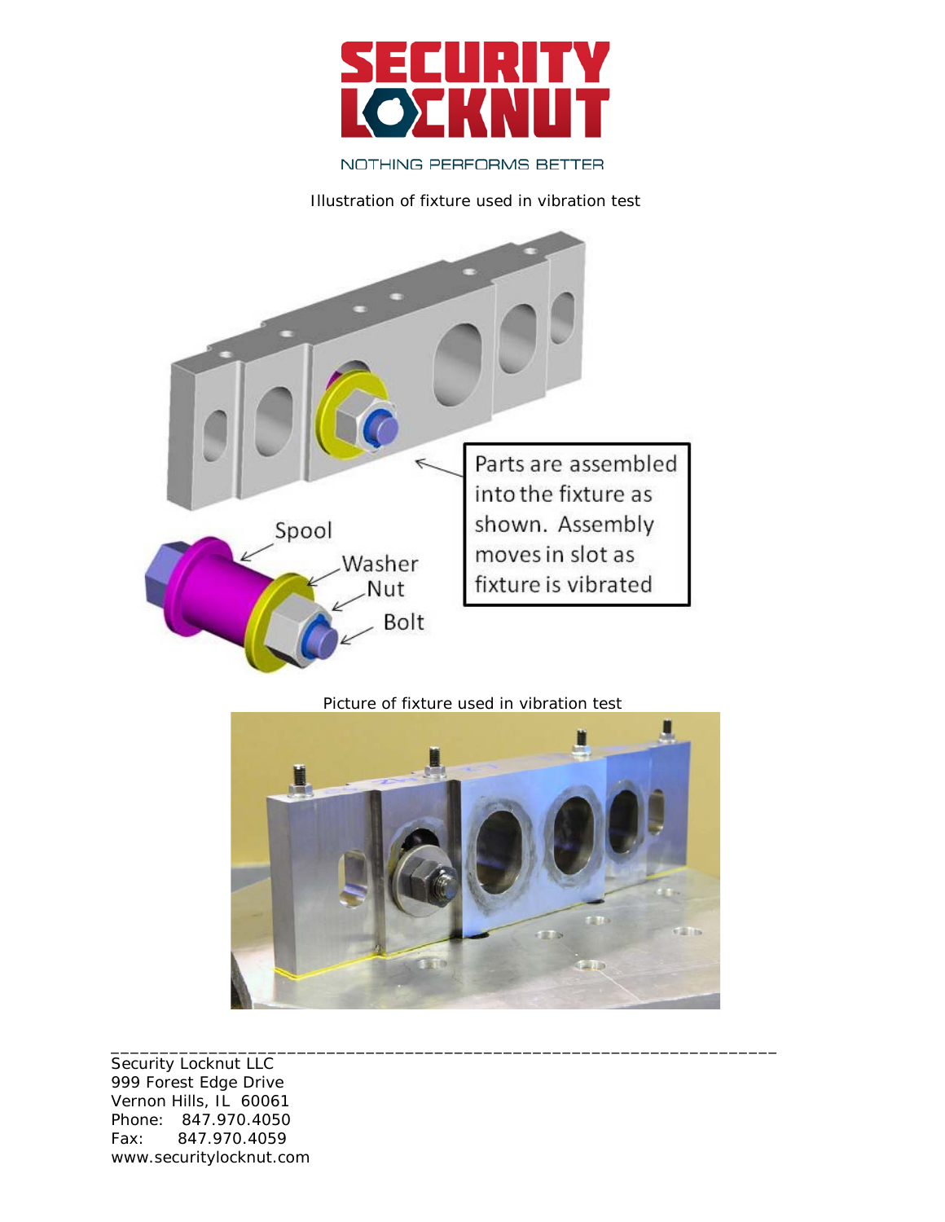SECURITY LOCKNUT

NOTHING PERFORMS BETTER

Illustration of fixture used in vibration test

Parts are assembled into the fixture as shown. Assembly moves in slot as fixture is vibrated

Spool

Washer

Nut

Bolt

Picture of fixture used in vibration test

---

Security Locknut LLC
999 Forest Edge Drive
Vernon Hills, IL 60061
Phone: 847.970.4050
Fax: 847.970.4059
www.securitylocknut.com